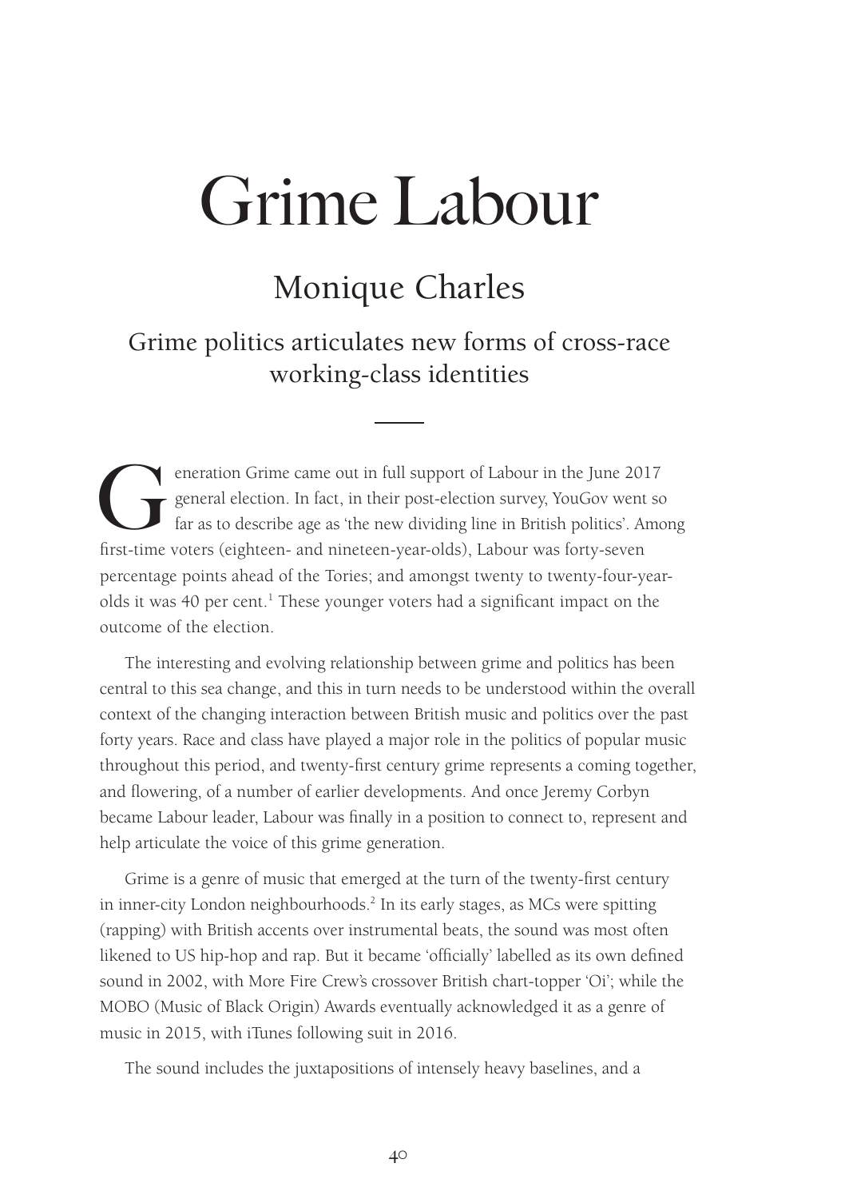# Grime Labour

## Monique Charles

### Grime politics articulates new forms of cross-race working-class identities

Generation Grime came out in full support of Labour in the June 2017 general election. In fact, in their post-election survey, YouGov went so far as to describe age as 'the new dividing line in British politics'. Among first-time voters (eighteen- and nineteen-year-olds), Labour was forty-seven percentage points ahead of the Tories; and amongst twenty to twenty-four-year-olds it was 40 per cent.[1] These younger voters had a significant impact on the outcome of the election.

The interesting and evolving relationship between grime and politics has been central to this sea change, and this in turn needs to be understood within the overall context of the changing interaction between British music and politics over the past forty years. Race and class have played a major role in the politics of popular music throughout this period, and twenty-first century grime represents a coming together, and flowering, of a number of earlier developments. And once Jeremy Corbyn became Labour leader, Labour was finally in a position to connect to, represent and help articulate the voice of this grime generation.

Grime is a genre of music that emerged at the turn of the twenty-first century in inner-city London neighbourhoods.[2] In its early stages, as MCs were spitting (rapping) with British accents over instrumental beats, the sound was most often likened to US hip-hop and rap. But it became 'officially' labelled as its own defined sound in 2002, with More Fire Crew's crossover British chart-topper 'Oi'; while the MOBO (Music of Black Origin) Awards eventually acknowledged it as a genre of music in 2015, with iTunes following suit in 2016.

The sound includes the juxtapositions of intensely heavy baselines, and a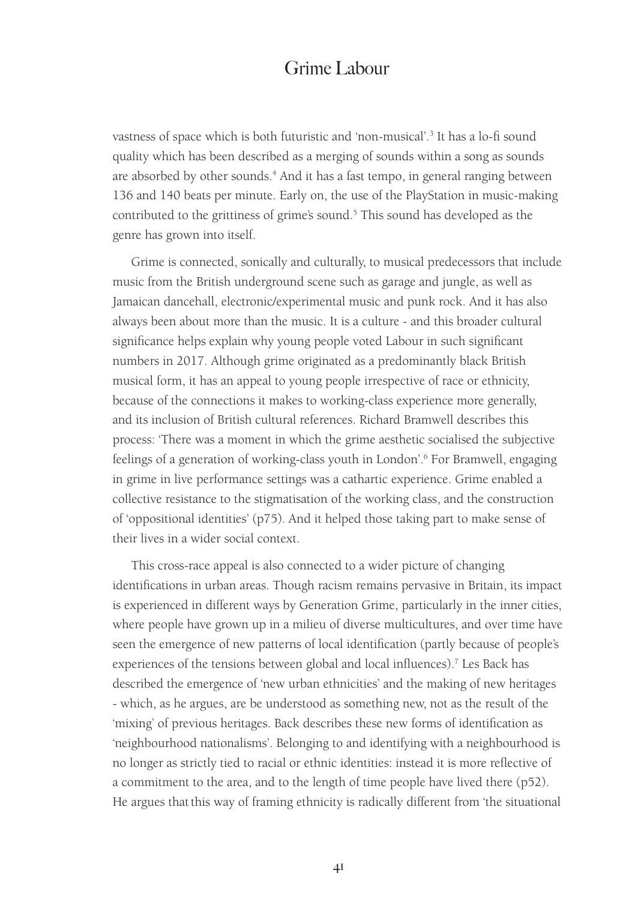vastness of space which is both futuristic and 'non-musical'.[3] It has a lo-fi sound quality which has been described as a merging of sounds within a song as sounds are absorbed by other sounds.[4] And it has a fast tempo, in general ranging between 136 and 140 beats per minute. Early on, the use of the PlayStation in music-making contributed to the grittiness of grime's sound.[5] This sound has developed as the genre has grown into itself.

Grime is connected, sonically and culturally, to musical predecessors that include music from the British underground scene such as garage and jungle, as well as Jamaican dancehall, electronic/experimental music and punk rock. And it has also always been about more than the music. It is a culture - and this broader cultural significance helps explain why young people voted Labour in such significant numbers in 2017. Although grime originated as a predominantly black British musical form, it has an appeal to young people irrespective of race or ethnicity, because of the connections it makes to working-class experience more generally, and its inclusion of British cultural references. Richard Bramwell describes this process: 'There was a moment in which the grime aesthetic socialised the subjective feelings of a generation of working-class youth in London'.[6] For Bramwell, engaging in grime in live performance settings was a cathartic experience. Grime enabled a collective resistance to the stigmatisation of the working class, and the construction of 'oppositional identities' (p75). And it helped those taking part to make sense of their lives in a wider social context.

This cross-race appeal is also connected to a wider picture of changing identifications in urban areas. Though racism remains pervasive in Britain, its impact is experienced in different ways by Generation Grime, particularly in the inner cities, where people have grown up in a milieu of diverse multicultures, and over time have seen the emergence of new patterns of local identification (partly because of people's experiences of the tensions between global and local influences).[7] Les Back has described the emergence of 'new urban ethnicities' and the making of new heritages - which, as he argues, are be understood as something new, not as the result of the 'mixing' of previous heritages. Back describes these new forms of identification as 'neighbourhood nationalisms'. Belonging to and identifying with a neighbourhood is no longer as strictly tied to racial or ethnic identities: instead it is more reflective of a commitment to the area, and to the length of time people have lived there (p52). He argues that this way of framing ethnicity is radically different from 'the situational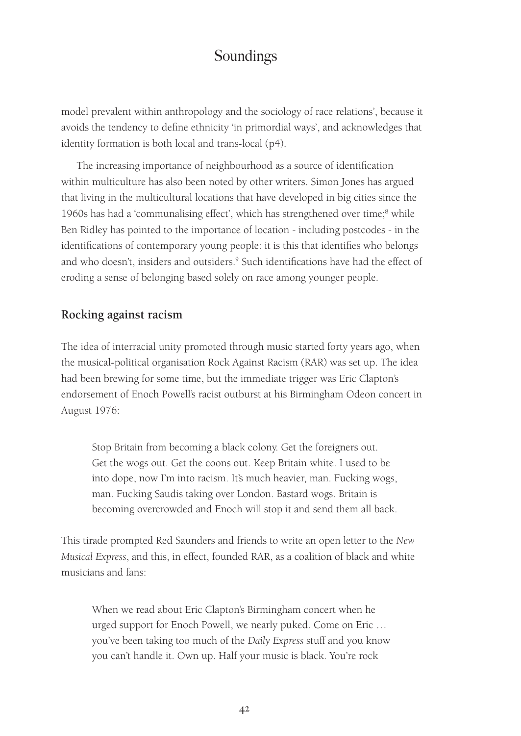model prevalent within anthropology and the sociology of race relations', because it avoids the tendency to define ethnicity 'in primordial ways', and acknowledges that identity formation is both local and trans-local (p4).

The increasing importance of neighbourhood as a source of identification within multiculture has also been noted by other writers. Simon Jones has argued that living in the multicultural locations that have developed in big cities since the 1960s has had a 'communalising effect', which has strengthened over time;[8] while Ben Ridley has pointed to the importance of location - including postcodes - in the identifications of contemporary young people: it is this that identifies who belongs and who doesn't, insiders and outsiders.[9] Such identifications have had the effect of eroding a sense of belonging based solely on race among younger people.

## Rocking against racism

The idea of interracial unity promoted through music started forty years ago, when the musical-political organisation Rock Against Racism (RAR) was set up. The idea had been brewing for some time, but the immediate trigger was Eric Clapton's endorsement of Enoch Powell's racist outburst at his Birmingham Odeon concert in August 1976:

> Stop Britain from becoming a black colony. Get the foreigners out. Get the wogs out. Get the coons out. Keep Britain white. I used to be into dope, now I'm into racism. It's much heavier, man. Fucking wogs, man. Fucking Saudis taking over London. Bastard wogs. Britain is becoming overcrowded and Enoch will stop it and send them all back.

This tirade prompted Red Saunders and friends to write an open letter to the *New Musical Express*, and this, in effect, founded RAR, as a coalition of black and white musicians and fans:

> When we read about Eric Clapton's Birmingham concert when he urged support for Enoch Powell, we nearly puked. Come on Eric … you've been taking too much of the *Daily Express* stuff and you know you can't handle it. Own up. Half your music is black. You're rock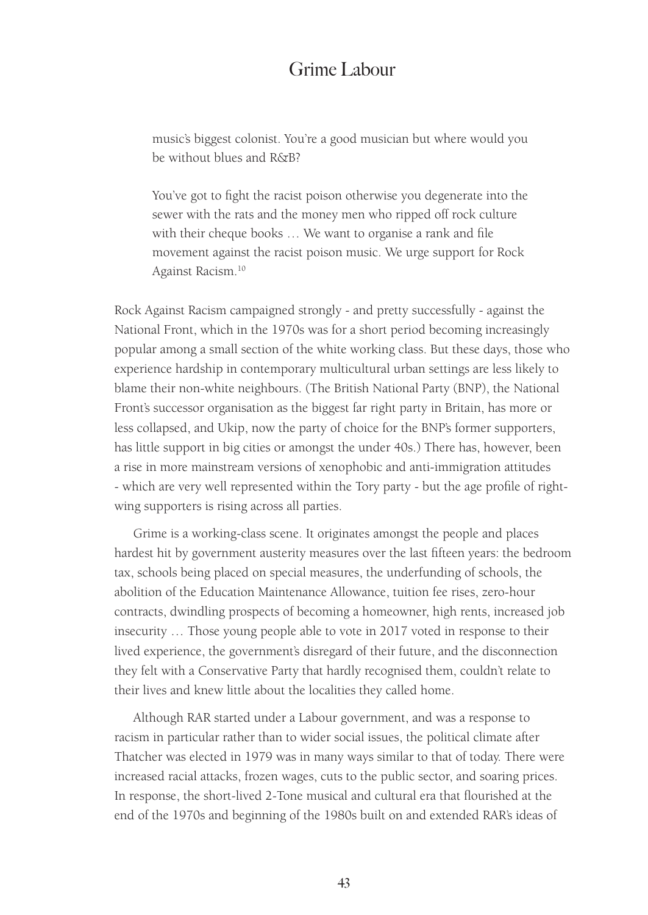> music's biggest colonist. You're a good musician but where would you be without blues and R&B?
>
> You've got to fight the racist poison otherwise you degenerate into the sewer with the rats and the money men who ripped off rock culture with their cheque books … We want to organise a rank and file movement against the racist poison music. We urge support for Rock Against Racism.[10]

Rock Against Racism campaigned strongly - and pretty successfully - against the National Front, which in the 1970s was for a short period becoming increasingly popular among a small section of the white working class. But these days, those who experience hardship in contemporary multicultural urban settings are less likely to blame their non-white neighbours. (The British National Party (BNP), the National Front's successor organisation as the biggest far right party in Britain, has more or less collapsed, and Ukip, now the party of choice for the BNP's former supporters, has little support in big cities or amongst the under 40s.) There has, however, been a rise in more mainstream versions of xenophobic and anti-immigration attitudes - which are very well represented within the Tory party - but the age profile of right-wing supporters is rising across all parties.

Grime is a working-class scene. It originates amongst the people and places hardest hit by government austerity measures over the last fifteen years: the bedroom tax, schools being placed on special measures, the underfunding of schools, the abolition of the Education Maintenance Allowance, tuition fee rises, zero-hour contracts, dwindling prospects of becoming a homeowner, high rents, increased job insecurity … Those young people able to vote in 2017 voted in response to their lived experience, the government's disregard of their future, and the disconnection they felt with a Conservative Party that hardly recognised them, couldn't relate to their lives and knew little about the localities they called home.

Although RAR started under a Labour government, and was a response to racism in particular rather than to wider social issues, the political climate after Thatcher was elected in 1979 was in many ways similar to that of today. There were increased racial attacks, frozen wages, cuts to the public sector, and soaring prices. In response, the short-lived 2-Tone musical and cultural era that flourished at the end of the 1970s and beginning of the 1980s built on and extended RAR's ideas of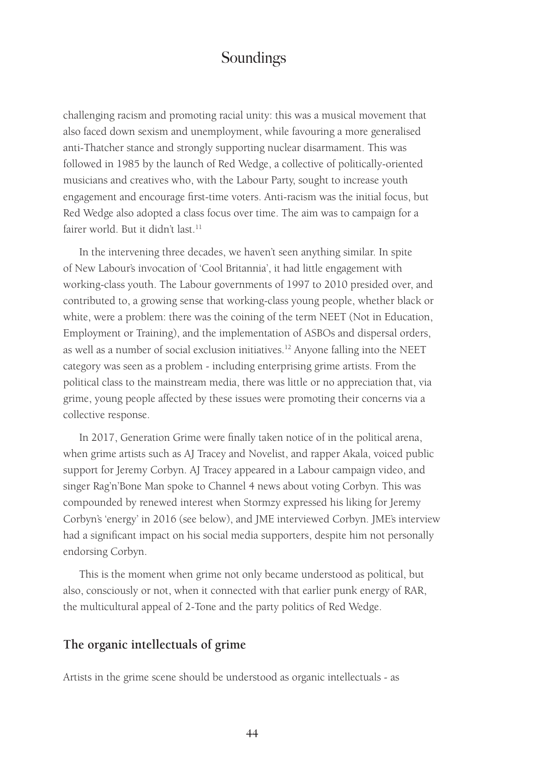challenging racism and promoting racial unity: this was a musical movement that also faced down sexism and unemployment, while favouring a more generalised anti-Thatcher stance and strongly supporting nuclear disarmament. This was followed in 1985 by the launch of Red Wedge, a collective of politically-oriented musicians and creatives who, with the Labour Party, sought to increase youth engagement and encourage first-time voters. Anti-racism was the initial focus, but Red Wedge also adopted a class focus over time. The aim was to campaign for a fairer world. But it didn't last.[11]

In the intervening three decades, we haven't seen anything similar. In spite of New Labour's invocation of 'Cool Britannia', it had little engagement with working-class youth. The Labour governments of 1997 to 2010 presided over, and contributed to, a growing sense that working-class young people, whether black or white, were a problem: there was the coining of the term NEET (Not in Education, Employment or Training), and the implementation of ASBOs and dispersal orders, as well as a number of social exclusion initiatives.[12] Anyone falling into the NEET category was seen as a problem - including enterprising grime artists. From the political class to the mainstream media, there was little or no appreciation that, via grime, young people affected by these issues were promoting their concerns via a collective response.

In 2017, Generation Grime were finally taken notice of in the political arena, when grime artists such as AJ Tracey and Novelist, and rapper Akala, voiced public support for Jeremy Corbyn. AJ Tracey appeared in a Labour campaign video, and singer Rag'n'Bone Man spoke to Channel 4 news about voting Corbyn. This was compounded by renewed interest when Stormzy expressed his liking for Jeremy Corbyn's 'energy' in 2016 (see below), and JME interviewed Corbyn. JME's interview had a significant impact on his social media supporters, despite him not personally endorsing Corbyn.

This is the moment when grime not only became understood as political, but also, consciously or not, when it connected with that earlier punk energy of RAR, the multicultural appeal of 2-Tone and the party politics of Red Wedge.

## The organic intellectuals of grime

Artists in the grime scene should be understood as organic intellectuals - as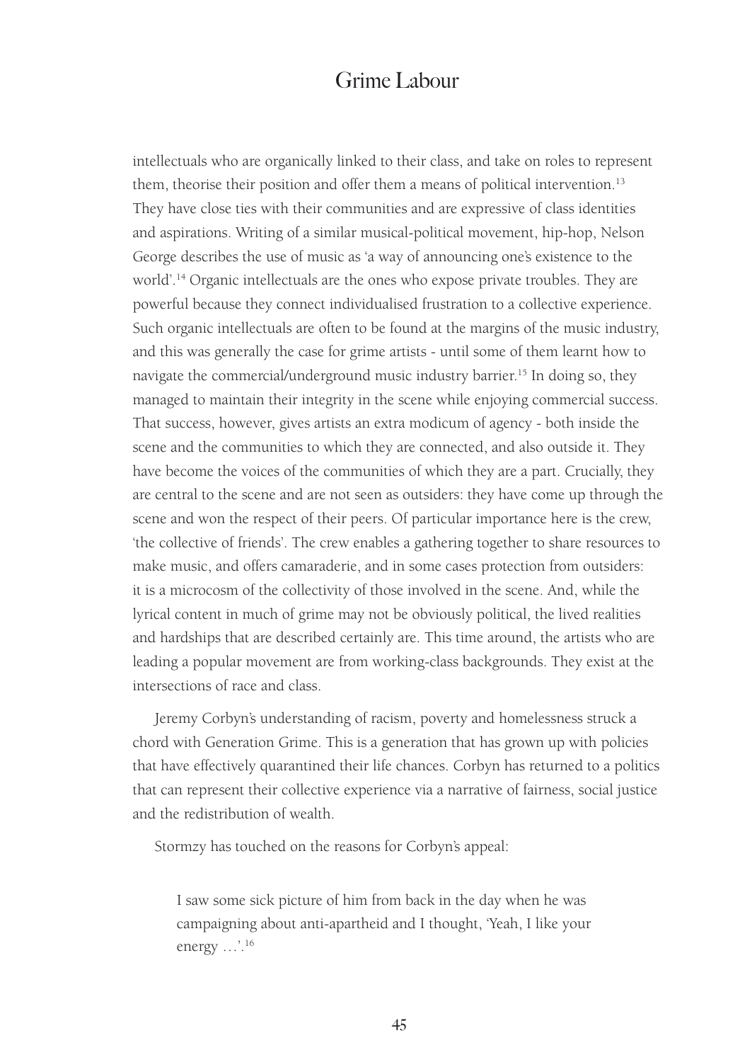intellectuals who are organically linked to their class, and take on roles to represent them, theorise their position and offer them a means of political intervention.[13] They have close ties with their communities and are expressive of class identities and aspirations. Writing of a similar musical-political movement, hip-hop, Nelson George describes the use of music as 'a way of announcing one's existence to the world'.[14] Organic intellectuals are the ones who expose private troubles. They are powerful because they connect individualised frustration to a collective experience. Such organic intellectuals are often to be found at the margins of the music industry, and this was generally the case for grime artists - until some of them learnt how to navigate the commercial/underground music industry barrier.[15] In doing so, they managed to maintain their integrity in the scene while enjoying commercial success. That success, however, gives artists an extra modicum of agency - both inside the scene and the communities to which they are connected, and also outside it. They have become the voices of the communities of which they are a part. Crucially, they are central to the scene and are not seen as outsiders: they have come up through the scene and won the respect of their peers. Of particular importance here is the crew, 'the collective of friends'. The crew enables a gathering together to share resources to make music, and offers camaraderie, and in some cases protection from outsiders: it is a microcosm of the collectivity of those involved in the scene. And, while the lyrical content in much of grime may not be obviously political, the lived realities and hardships that are described certainly are. This time around, the artists who are leading a popular movement are from working-class backgrounds. They exist at the intersections of race and class.

Jeremy Corbyn's understanding of racism, poverty and homelessness struck a chord with Generation Grime. This is a generation that has grown up with policies that have effectively quarantined their life chances. Corbyn has returned to a politics that can represent their collective experience via a narrative of fairness, social justice and the redistribution of wealth.

Stormzy has touched on the reasons for Corbyn's appeal:

> I saw some sick picture of him from back in the day when he was campaigning about anti-apartheid and I thought, 'Yeah, I like your energy …'.[16]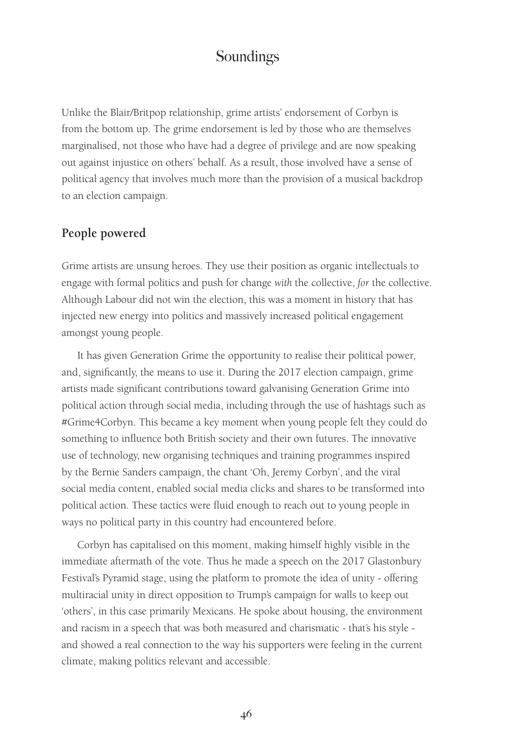Unlike the Blair/Britpop relationship, grime artists' endorsement of Corbyn is from the bottom up. The grime endorsement is led by those who are themselves marginalised, not those who have had a degree of privilege and are now speaking out against injustice on others' behalf. As a result, those involved have a sense of political agency that involves much more than the provision of a musical backdrop to an election campaign.

## People powered

Grime artists are unsung heroes. They use their position as organic intellectuals to engage with formal politics and push for change *with* the collective, *for* the collective. Although Labour did not win the election, this was a moment in history that has injected new energy into politics and massively increased political engagement amongst young people.

It has given Generation Grime the opportunity to realise their political power, and, significantly, the means to use it. During the 2017 election campaign, grime artists made significant contributions toward galvanising Generation Grime into political action through social media, including through the use of hashtags such as #Grime4Corbyn. This became a key moment when young people felt they could do something to influence both British society and their own futures. The innovative use of technology, new organising techniques and training programmes inspired by the Bernie Sanders campaign, the chant 'Oh, Jeremy Corbyn', and the viral social media content, enabled social media clicks and shares to be transformed into political action. These tactics were fluid enough to reach out to young people in ways no political party in this country had encountered before.

Corbyn has capitalised on this moment, making himself highly visible in the immediate aftermath of the vote. Thus he made a speech on the 2017 Glastonbury Festival's Pyramid stage, using the platform to promote the idea of unity - offering multiracial unity in direct opposition to Trump's campaign for walls to keep out 'others', in this case primarily Mexicans. He spoke about housing, the environment and racism in a speech that was both measured and charismatic - that's his style - and showed a real connection to the way his supporters were feeling in the current climate, making politics relevant and accessible.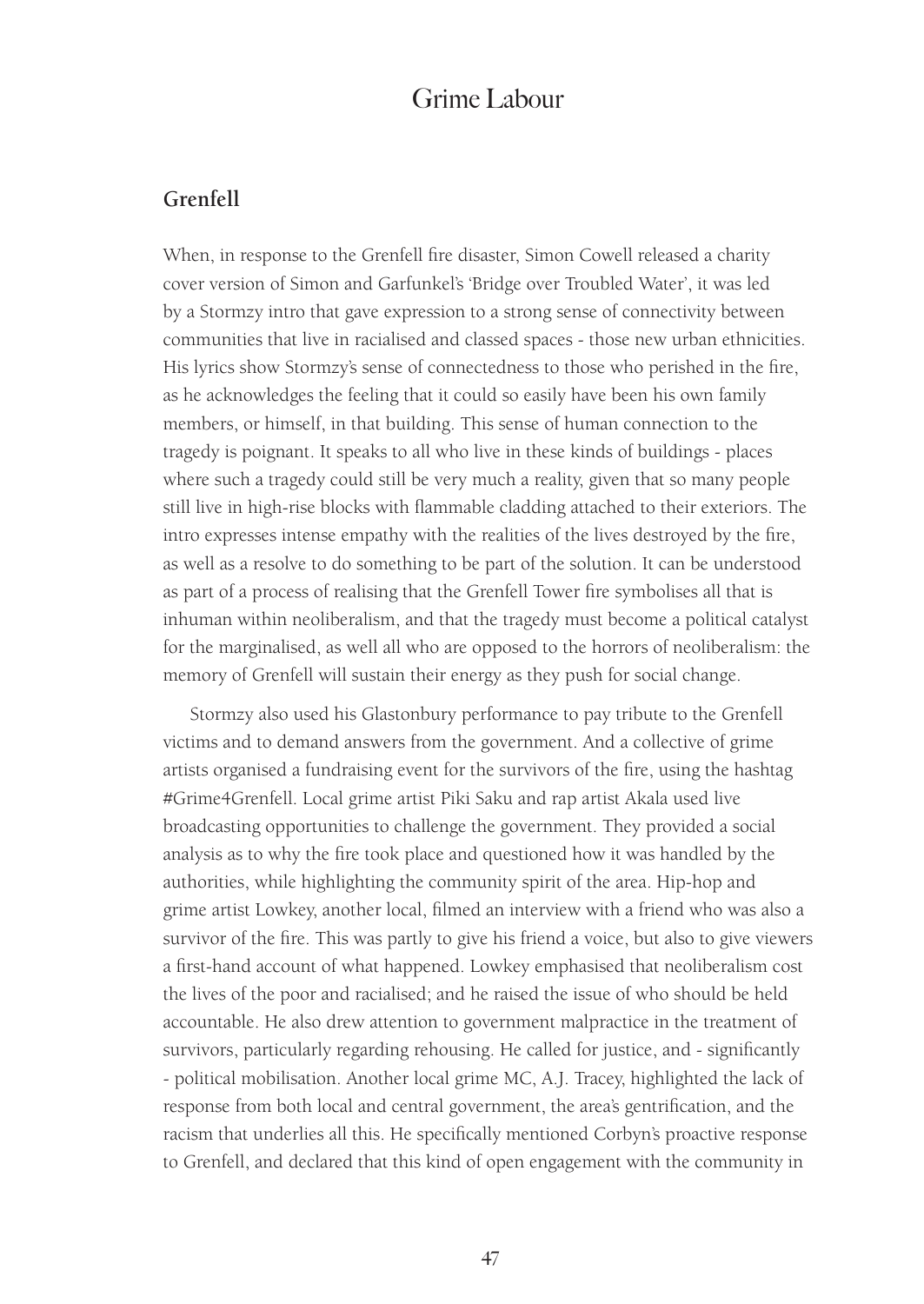## Grenfell

When, in response to the Grenfell fire disaster, Simon Cowell released a charity cover version of Simon and Garfunkel's 'Bridge over Troubled Water', it was led by a Stormzy intro that gave expression to a strong sense of connectivity between communities that live in racialised and classed spaces - those new urban ethnicities. His lyrics show Stormzy's sense of connectedness to those who perished in the fire, as he acknowledges the feeling that it could so easily have been his own family members, or himself, in that building. This sense of human connection to the tragedy is poignant. It speaks to all who live in these kinds of buildings - places where such a tragedy could still be very much a reality, given that so many people still live in high-rise blocks with flammable cladding attached to their exteriors. The intro expresses intense empathy with the realities of the lives destroyed by the fire, as well as a resolve to do something to be part of the solution. It can be understood as part of a process of realising that the Grenfell Tower fire symbolises all that is inhuman within neoliberalism, and that the tragedy must become a political catalyst for the marginalised, as well all who are opposed to the horrors of neoliberalism: the memory of Grenfell will sustain their energy as they push for social change.

Stormzy also used his Glastonbury performance to pay tribute to the Grenfell victims and to demand answers from the government. And a collective of grime artists organised a fundraising event for the survivors of the fire, using the hashtag #Grime4Grenfell. Local grime artist Piki Saku and rap artist Akala used live broadcasting opportunities to challenge the government. They provided a social analysis as to why the fire took place and questioned how it was handled by the authorities, while highlighting the community spirit of the area. Hip-hop and grime artist Lowkey, another local, filmed an interview with a friend who was also a survivor of the fire. This was partly to give his friend a voice, but also to give viewers a first-hand account of what happened. Lowkey emphasised that neoliberalism cost the lives of the poor and racialised; and he raised the issue of who should be held accountable. He also drew attention to government malpractice in the treatment of survivors, particularly regarding rehousing. He called for justice, and - significantly - political mobilisation. Another local grime MC, A.J. Tracey, highlighted the lack of response from both local and central government, the area's gentrification, and the racism that underlies all this. He specifically mentioned Corbyn's proactive response to Grenfell, and declared that this kind of open engagement with the community in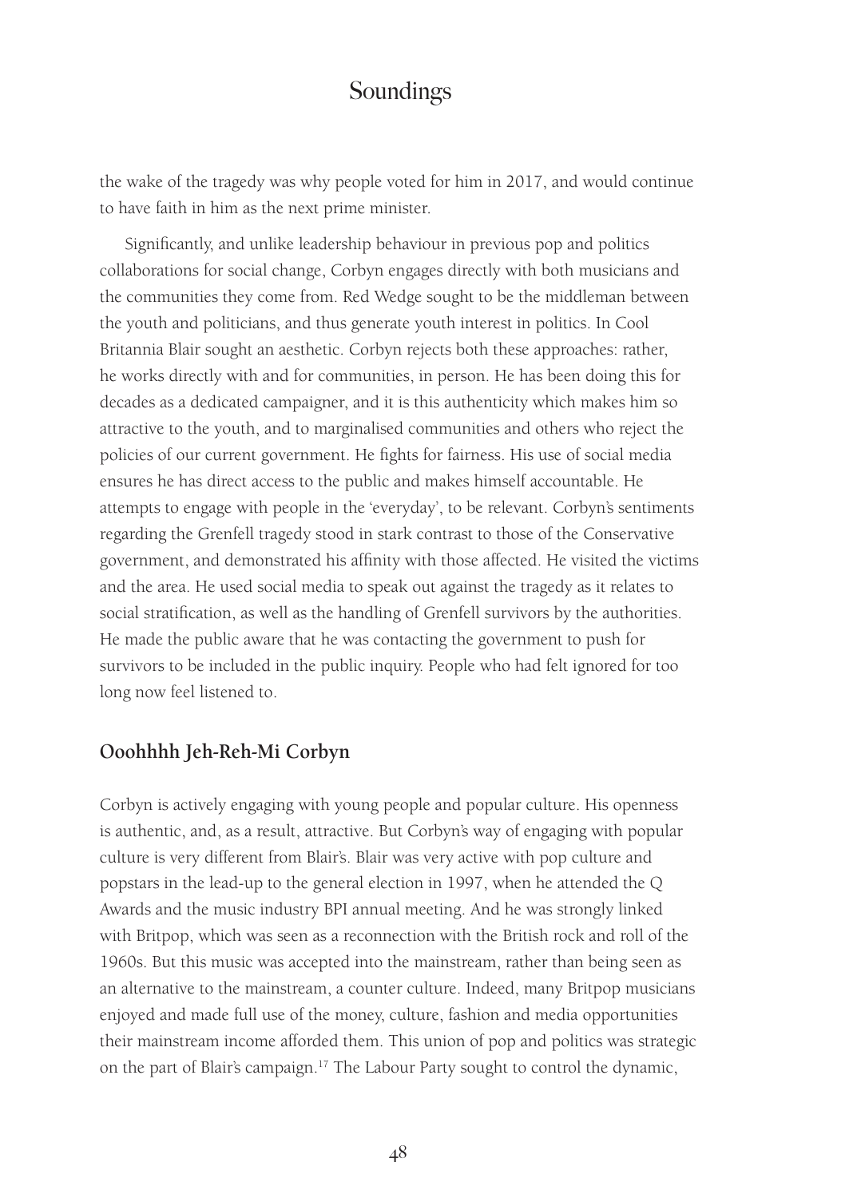the wake of the tragedy was why people voted for him in 2017, and would continue to have faith in him as the next prime minister.

Significantly, and unlike leadership behaviour in previous pop and politics collaborations for social change, Corbyn engages directly with both musicians and the communities they come from. Red Wedge sought to be the middleman between the youth and politicians, and thus generate youth interest in politics. In Cool Britannia Blair sought an aesthetic. Corbyn rejects both these approaches: rather, he works directly with and for communities, in person. He has been doing this for decades as a dedicated campaigner, and it is this authenticity which makes him so attractive to the youth, and to marginalised communities and others who reject the policies of our current government. He fights for fairness. His use of social media ensures he has direct access to the public and makes himself accountable. He attempts to engage with people in the 'everyday', to be relevant. Corbyn's sentiments regarding the Grenfell tragedy stood in stark contrast to those of the Conservative government, and demonstrated his affinity with those affected. He visited the victims and the area. He used social media to speak out against the tragedy as it relates to social stratification, as well as the handling of Grenfell survivors by the authorities. He made the public aware that he was contacting the government to push for survivors to be included in the public inquiry. People who had felt ignored for too long now feel listened to.

## Ooohhhh Jeh-Reh-Mi Corbyn

Corbyn is actively engaging with young people and popular culture. His openness is authentic, and, as a result, attractive. But Corbyn's way of engaging with popular culture is very different from Blair's. Blair was very active with pop culture and popstars in the lead-up to the general election in 1997, when he attended the Q Awards and the music industry BPI annual meeting. And he was strongly linked with Britpop, which was seen as a reconnection with the British rock and roll of the 1960s. But this music was accepted into the mainstream, rather than being seen as an alternative to the mainstream, a counter culture. Indeed, many Britpop musicians enjoyed and made full use of the money, culture, fashion and media opportunities their mainstream income afforded them. This union of pop and politics was strategic on the part of Blair's campaign.[17] The Labour Party sought to control the dynamic,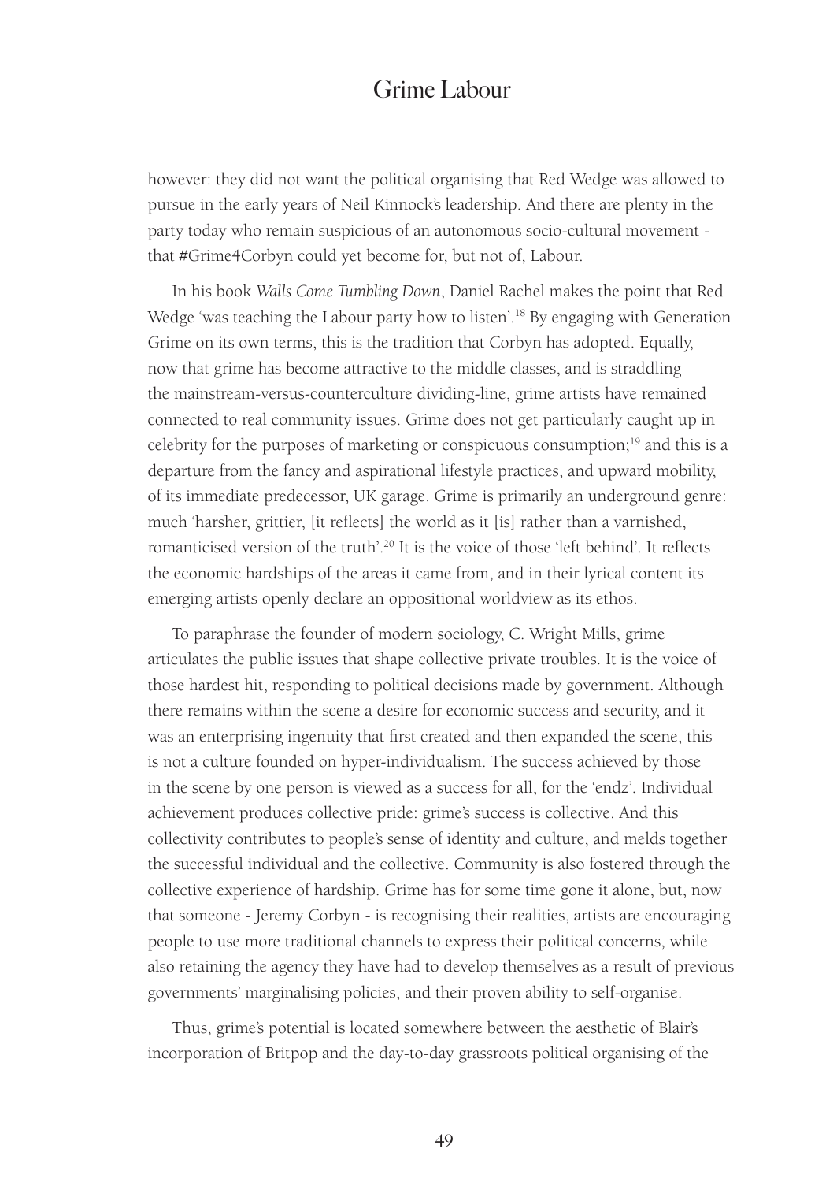however: they did not want the political organising that Red Wedge was allowed to pursue in the early years of Neil Kinnock's leadership. And there are plenty in the party today who remain suspicious of an autonomous socio-cultural movement - that #Grime4Corbyn could yet become for, but not of, Labour.

In his book *Walls Come Tumbling Down*, Daniel Rachel makes the point that Red Wedge 'was teaching the Labour party how to listen'.[18] By engaging with Generation Grime on its own terms, this is the tradition that Corbyn has adopted. Equally, now that grime has become attractive to the middle classes, and is straddling the mainstream-versus-counterculture dividing-line, grime artists have remained connected to real community issues. Grime does not get particularly caught up in celebrity for the purposes of marketing or conspicuous consumption;[19] and this is a departure from the fancy and aspirational lifestyle practices, and upward mobility, of its immediate predecessor, UK garage. Grime is primarily an underground genre: much 'harsher, grittier, [it reflects] the world as it [is] rather than a varnished, romanticised version of the truth'.[20] It is the voice of those 'left behind'. It reflects the economic hardships of the areas it came from, and in their lyrical content its emerging artists openly declare an oppositional worldview as its ethos.

To paraphrase the founder of modern sociology, C. Wright Mills, grime articulates the public issues that shape collective private troubles. It is the voice of those hardest hit, responding to political decisions made by government. Although there remains within the scene a desire for economic success and security, and it was an enterprising ingenuity that first created and then expanded the scene, this is not a culture founded on hyper-individualism. The success achieved by those in the scene by one person is viewed as a success for all, for the 'endz'. Individual achievement produces collective pride: grime's success is collective. And this collectivity contributes to people's sense of identity and culture, and melds together the successful individual and the collective. Community is also fostered through the collective experience of hardship. Grime has for some time gone it alone, but, now that someone - Jeremy Corbyn - is recognising their realities, artists are encouraging people to use more traditional channels to express their political concerns, while also retaining the agency they have had to develop themselves as a result of previous governments' marginalising policies, and their proven ability to self-organise.

Thus, grime's potential is located somewhere between the aesthetic of Blair's incorporation of Britpop and the day-to-day grassroots political organising of the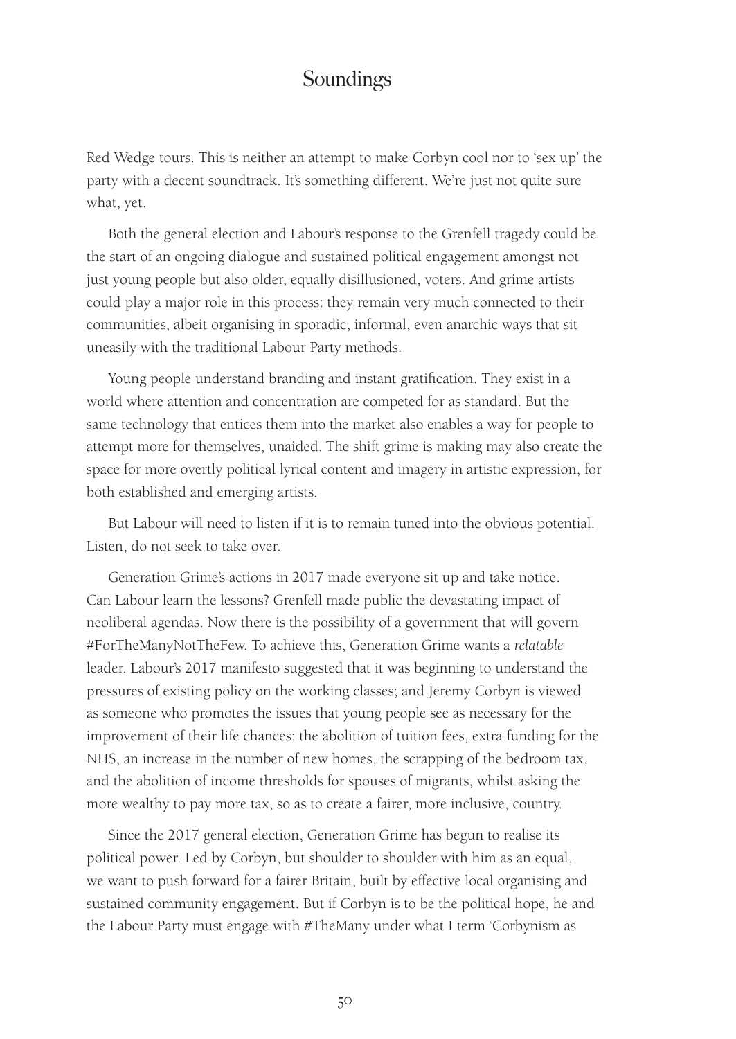Red Wedge tours. This is neither an attempt to make Corbyn cool nor to 'sex up' the party with a decent soundtrack. It's something different. We're just not quite sure what, yet.

Both the general election and Labour's response to the Grenfell tragedy could be the start of an ongoing dialogue and sustained political engagement amongst not just young people but also older, equally disillusioned, voters. And grime artists could play a major role in this process: they remain very much connected to their communities, albeit organising in sporadic, informal, even anarchic ways that sit uneasily with the traditional Labour Party methods.

Young people understand branding and instant gratification. They exist in a world where attention and concentration are competed for as standard. But the same technology that entices them into the market also enables a way for people to attempt more for themselves, unaided. The shift grime is making may also create the space for more overtly political lyrical content and imagery in artistic expression, for both established and emerging artists.

But Labour will need to listen if it is to remain tuned into the obvious potential. Listen, do not seek to take over.

Generation Grime's actions in 2017 made everyone sit up and take notice. Can Labour learn the lessons? Grenfell made public the devastating impact of neoliberal agendas. Now there is the possibility of a government that will govern #ForTheManyNotTheFew. To achieve this, Generation Grime wants a *relatable* leader. Labour's 2017 manifesto suggested that it was beginning to understand the pressures of existing policy on the working classes; and Jeremy Corbyn is viewed as someone who promotes the issues that young people see as necessary for the improvement of their life chances: the abolition of tuition fees, extra funding for the NHS, an increase in the number of new homes, the scrapping of the bedroom tax, and the abolition of income thresholds for spouses of migrants, whilst asking the more wealthy to pay more tax, so as to create a fairer, more inclusive, country.

Since the 2017 general election, Generation Grime has begun to realise its political power. Led by Corbyn, but shoulder to shoulder with him as an equal, we want to push forward for a fairer Britain, built by effective local organising and sustained community engagement. But if Corbyn is to be the political hope, he and the Labour Party must engage with #TheMany under what I term 'Corbynism as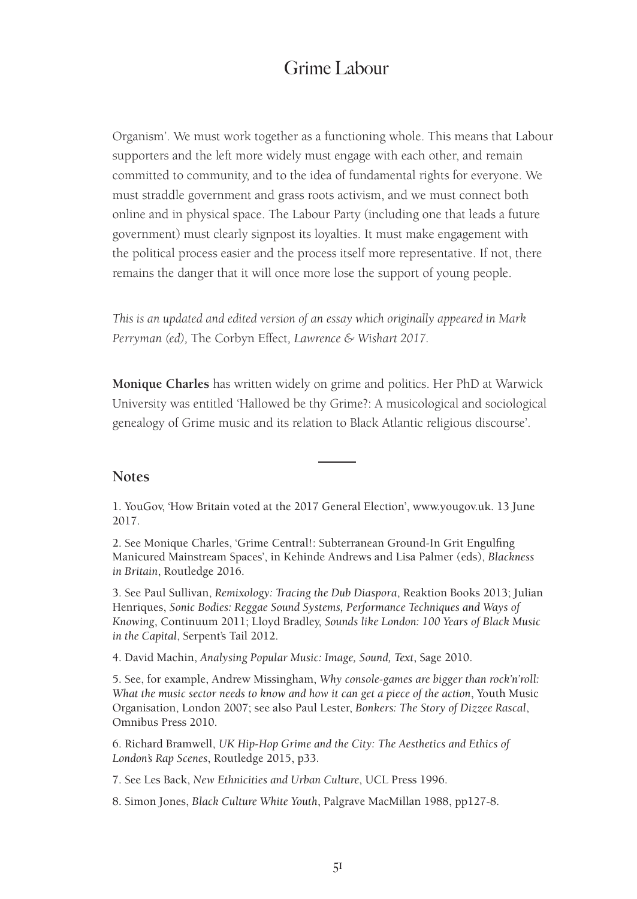Organism'. We must work together as a functioning whole. This means that Labour supporters and the left more widely must engage with each other, and remain committed to community, and to the idea of fundamental rights for everyone. We must straddle government and grass roots activism, and we must connect both online and in physical space. The Labour Party (including one that leads a future government) must clearly signpost its loyalties. It must make engagement with the political process easier and the process itself more representative. If not, there remains the danger that it will once more lose the support of young people.

*This is an updated and edited version of an essay which originally appeared in Mark Perryman (ed),* The Corbyn Effect*, Lawrence & Wishart 2017.*

**Monique Charles** has written widely on grime and politics. Her PhD at Warwick University was entitled 'Hallowed be thy Grime?: A musicological and sociological genealogy of Grime music and its relation to Black Atlantic religious discourse'.

---

## Notes

1. YouGov, 'How Britain voted at the 2017 General Election', www.yougov.uk. 13 June 2017.

2. See Monique Charles, 'Grime Central!: Subterranean Ground-In Grit Engulfing Manicured Mainstream Spaces', in Kehinde Andrews and Lisa Palmer (eds), *Blackness in Britain*, Routledge 2016.

3. See Paul Sullivan, *Remixology: Tracing the Dub Diaspora*, Reaktion Books 2013; Julian Henriques, *Sonic Bodies: Reggae Sound Systems, Performance Techniques and Ways of Knowing*, Continuum 2011; Lloyd Bradley, *Sounds like London: 100 Years of Black Music in the Capital*, Serpent's Tail 2012.

4. David Machin, *Analysing Popular Music: Image, Sound, Text*, Sage 2010.

5. See, for example, Andrew Missingham, *Why console-games are bigger than rock'n'roll: What the music sector needs to know and how it can get a piece of the action*, Youth Music Organisation, London 2007; see also Paul Lester, *Bonkers: The Story of Dizzee Rascal*, Omnibus Press 2010.

6. Richard Bramwell, *UK Hip-Hop Grime and the City: The Aesthetics and Ethics of London's Rap Scenes*, Routledge 2015, p33.

7. See Les Back, *New Ethnicities and Urban Culture*, UCL Press 1996.

8. Simon Jones, *Black Culture White Youth*, Palgrave MacMillan 1988, pp127-8.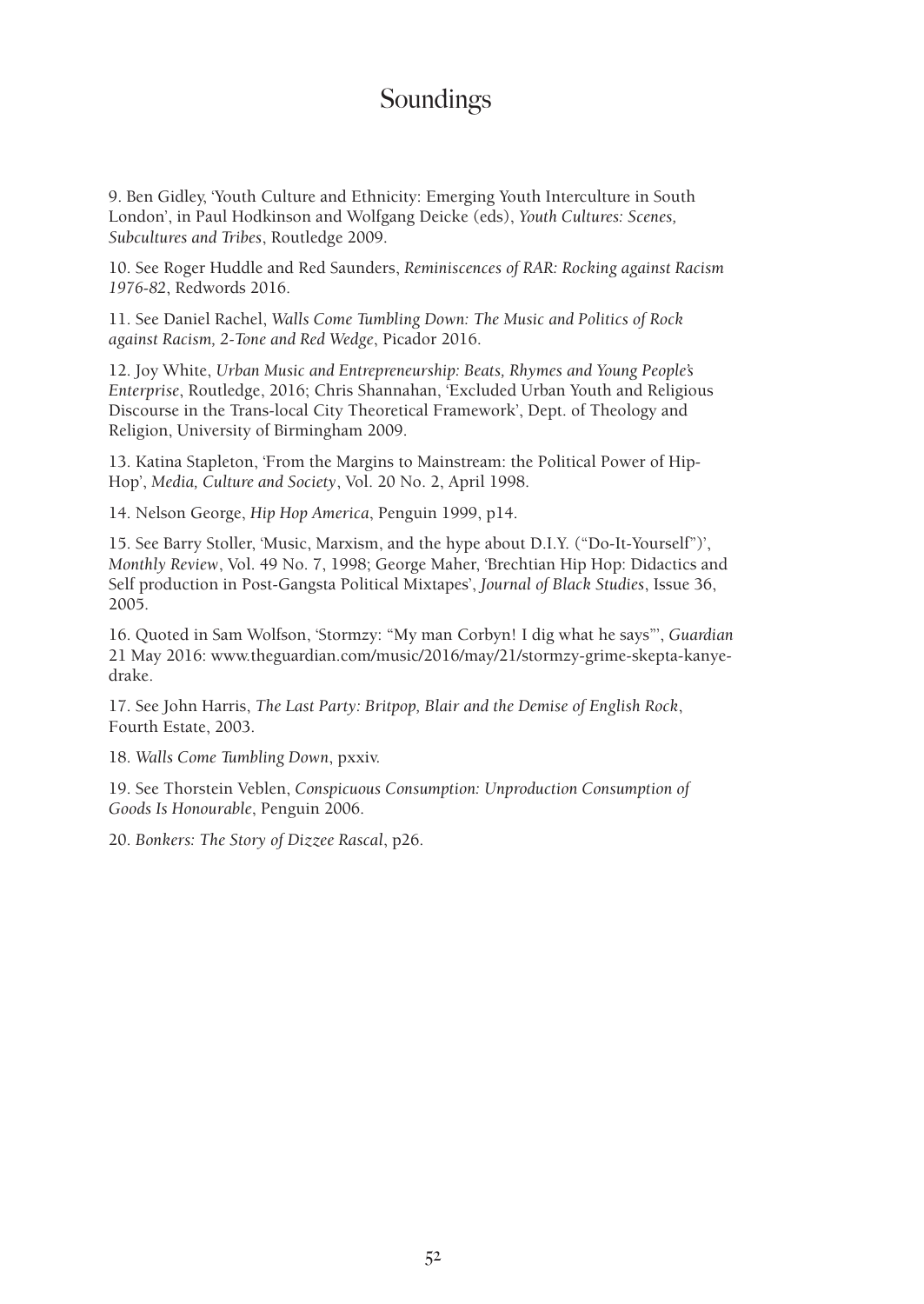9. Ben Gidley, 'Youth Culture and Ethnicity: Emerging Youth Interculture in South London', in Paul Hodkinson and Wolfgang Deicke (eds), *Youth Cultures: Scenes, Subcultures and Tribes*, Routledge 2009.

10. See Roger Huddle and Red Saunders, *Reminiscences of RAR: Rocking against Racism 1976-82*, Redwords 2016.

11. See Daniel Rachel, *Walls Come Tumbling Down: The Music and Politics of Rock against Racism, 2-Tone and Red Wedge*, Picador 2016.

12. Joy White, *Urban Music and Entrepreneurship: Beats, Rhymes and Young People's Enterprise*, Routledge, 2016; Chris Shannahan, 'Excluded Urban Youth and Religious Discourse in the Trans-local City Theoretical Framework', Dept. of Theology and Religion, University of Birmingham 2009.

13. Katina Stapleton, 'From the Margins to Mainstream: the Political Power of Hip-Hop', *Media, Culture and Society*, Vol. 20 No. 2, April 1998.

14. Nelson George, *Hip Hop America*, Penguin 1999, p14.

15. See Barry Stoller, 'Music, Marxism, and the hype about D.I.Y. ("Do-It-Yourself")', *Monthly Review*, Vol. 49 No. 7, 1998; George Maher, 'Brechtian Hip Hop: Didactics and Self production in Post-Gangsta Political Mixtapes', *Journal of Black Studies*, Issue 36, 2005.

16. Quoted in Sam Wolfson, 'Stormzy: "My man Corbyn! I dig what he says"', *Guardian* 21 May 2016: www.theguardian.com/music/2016/may/21/stormzy-grime-skepta-kanye-drake.

17. See John Harris, *The Last Party: Britpop, Blair and the Demise of English Rock*, Fourth Estate, 2003.

18. *Walls Come Tumbling Down*, pxxiv.

19. See Thorstein Veblen, *Conspicuous Consumption: Unproduction Consumption of Goods Is Honourable*, Penguin 2006.

20. *Bonkers: The Story of Dizzee Rascal*, p26.